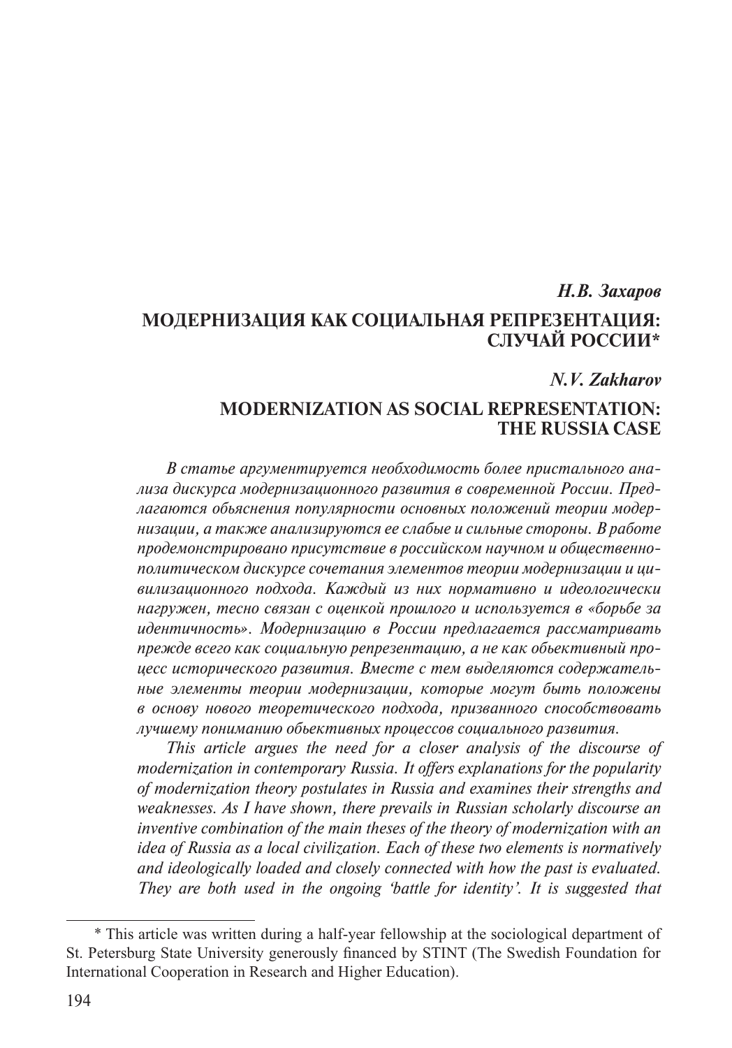***Н.В. Захаров***

## МОДЕРНИЗАЦИЯ КАК СОЦИАЛЬНАЯ РЕПРЕЗЕНТАЦИЯ: СЛУЧАЙ РОССИИ*

***N.V. Zakharov***

## MODERNIZATION AS SOCIAL REPRESENTATION: THE RUSSIA CASE

*В статье аргументируется необходимость более пристального анализа дискурса модернизационного развития в современной России. Предлагаются объяснения популярности основных положений теории модернизации, а также анализируются ее слабые и сильные стороны. В работе продемонстрировано присутствие в российском научном и общественно-политическом дискурсе сочетания элементов теории модернизации и цивилизационного подхода. Каждый из них нормативно и идеологически нагружен, тесно связан с оценкой прошлого и используется в «борьбе за идентичность». Модернизацию в России предлагается рассматривать прежде всего как социальную репрезентацию, а не как объективный процесс исторического развития. Вместе с тем выделяются содержательные элементы теории модернизации, которые могут быть положены в основу нового теоретического подхода, призванного способствовать лучшему пониманию объективных процессов социального развития.*

*This article argues the need for a closer analysis of the discourse of modernization in contemporary Russia. It offers explanations for the popularity of modernization theory postulates in Russia and examines their strengths and weaknesses. As I have shown, there prevails in Russian scholarly discourse an inventive combination of the main theses of the theory of modernization with an idea of Russia as a local civilization. Each of these two elements is normatively and ideologically loaded and closely connected with how the past is evaluated. They are both used in the ongoing 'battle for identity'. It is suggested that*

---

\* This article was written during a half-year fellowship at the sociological department of St. Petersburg State University generously financed by STINT (The Swedish Foundation for International Cooperation in Research and Higher Education).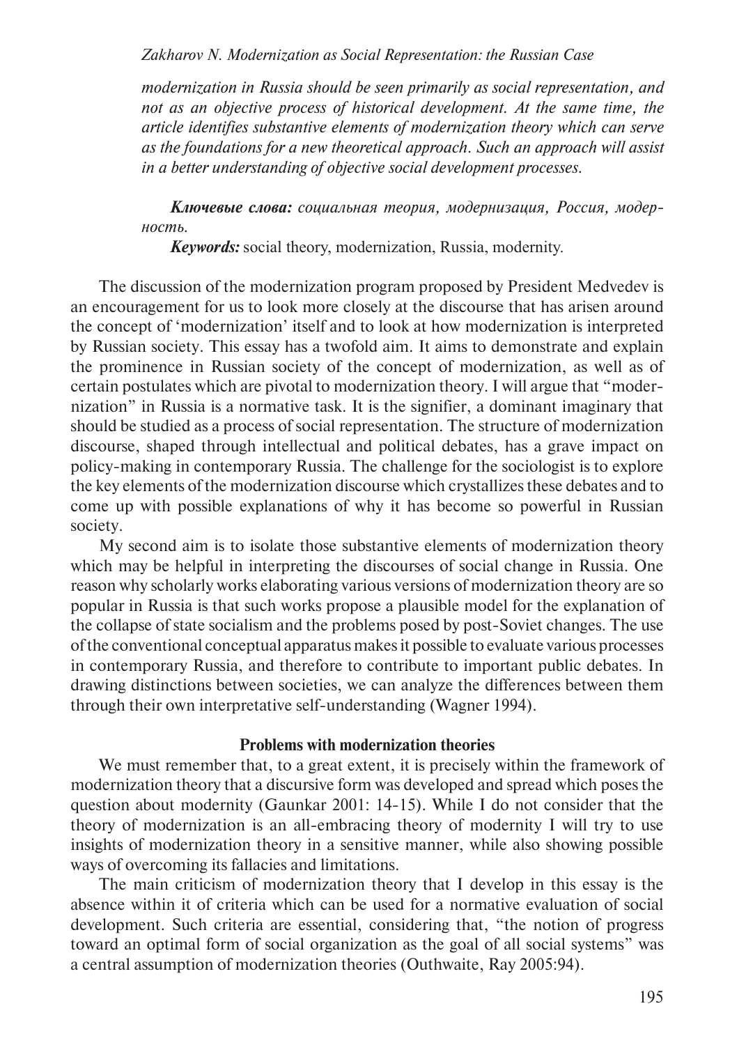*modernization in Russia should be seen primarily as social representation, and not as an objective process of historical development. At the same time, the article identifies substantive elements of modernization theory which can serve as the foundations for a new theoretical approach. Such an approach will assist in a better understanding of objective social development processes.*

***Ключевые слова:*** *социальная теория, модернизация, Россия, модерность.*

***Keywords:*** social theory, modernization, Russia, modernity.

The discussion of the modernization program proposed by President Medvedev is an encouragement for us to look more closely at the discourse that has arisen around the concept of 'modernization' itself and to look at how modernization is interpreted by Russian society. This essay has a twofold aim. It aims to demonstrate and explain the prominence in Russian society of the concept of modernization, as well as of certain postulates which are pivotal to modernization theory. I will argue that "modernization" in Russia is a normative task. It is the signifier, a dominant imaginary that should be studied as a process of social representation. The structure of modernization discourse, shaped through intellectual and political debates, has a grave impact on policy-making in contemporary Russia. The challenge for the sociologist is to explore the key elements of the modernization discourse which crystallizes these debates and to come up with possible explanations of why it has become so powerful in Russian society.

My second aim is to isolate those substantive elements of modernization theory which may be helpful in interpreting the discourses of social change in Russia. One reason why scholarly works elaborating various versions of modernization theory are so popular in Russia is that such works propose a plausible model for the explanation of the collapse of state socialism and the problems posed by post-Soviet changes. The use of the conventional conceptual apparatus makes it possible to evaluate various processes in contemporary Russia, and therefore to contribute to important public debates. In drawing distinctions between societies, we can analyze the differences between them through their own interpretative self-understanding (Wagner 1994).

## Problems with modernization theories

We must remember that, to a great extent, it is precisely within the framework of modernization theory that a discursive form was developed and spread which poses the question about modernity (Gaunkar 2001: 14-15). While I do not consider that the theory of modernization is an all-embracing theory of modernity I will try to use insights of modernization theory in a sensitive manner, while also showing possible ways of overcoming its fallacies and limitations.

The main criticism of modernization theory that I develop in this essay is the absence within it of criteria which can be used for a normative evaluation of social development. Such criteria are essential, considering that, "the notion of progress toward an optimal form of social organization as the goal of all social systems" was a central assumption of modernization theories (Outhwaite, Ray 2005:94).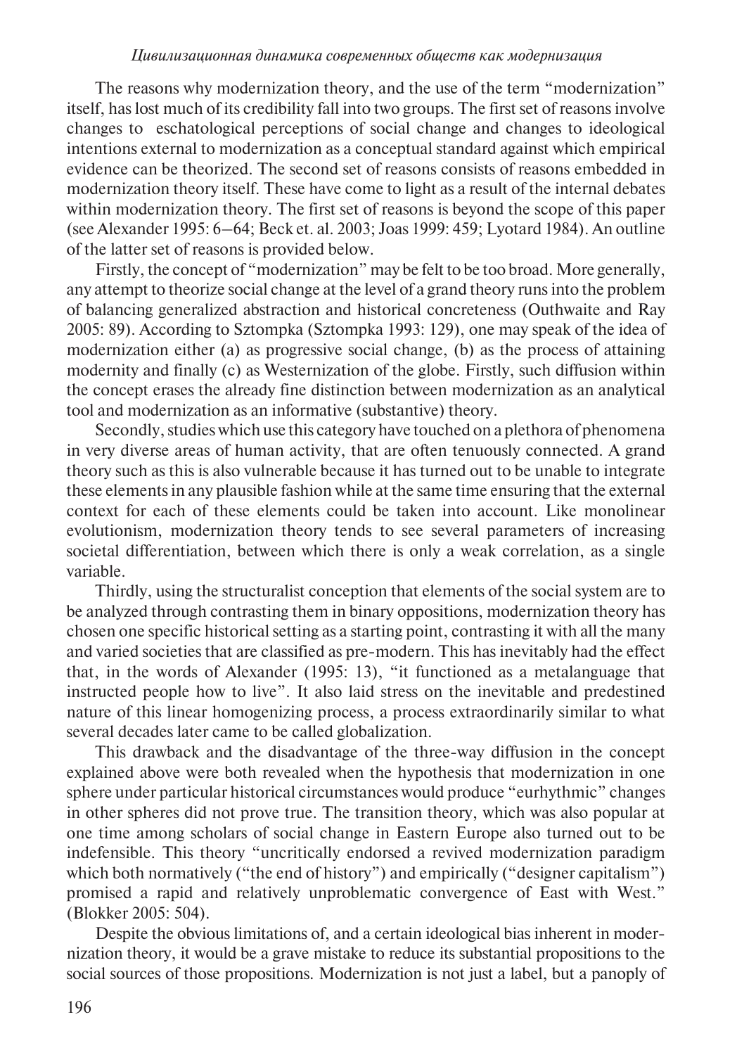The reasons why modernization theory, and the use of the term "modernization" itself, has lost much of its credibility fall into two groups. The first set of reasons involve changes to eschatological perceptions of social change and changes to ideological intentions external to modernization as a conceptual standard against which empirical evidence can be theorized. The second set of reasons consists of reasons embedded in modernization theory itself. These have come to light as a result of the internal debates within modernization theory. The first set of reasons is beyond the scope of this paper (see Alexander 1995: 6–64; Beck et. al. 2003; Joas 1999: 459; Lyotard 1984). An outline of the latter set of reasons is provided below.

Firstly, the concept of "modernization" may be felt to be too broad. More generally, any attempt to theorize social change at the level of a grand theory runs into the problem of balancing generalized abstraction and historical concreteness (Outhwaite and Ray 2005: 89). According to Sztompka (Sztompka 1993: 129), one may speak of the idea of modernization either (a) as progressive social change, (b) as the process of attaining modernity and finally (c) as Westernization of the globe. Firstly, such diffusion within the concept erases the already fine distinction between modernization as an analytical tool and modernization as an informative (substantive) theory.

Secondly, studies which use this category have touched on a plethora of phenomena in very diverse areas of human activity, that are often tenuously connected. A grand theory such as this is also vulnerable because it has turned out to be unable to integrate these elements in any plausible fashion while at the same time ensuring that the external context for each of these elements could be taken into account. Like monolinear evolutionism, modernization theory tends to see several parameters of increasing societal differentiation, between which there is only a weak correlation, as a single variable.

Thirdly, using the structuralist conception that elements of the social system are to be analyzed through contrasting them in binary oppositions, modernization theory has chosen one specific historical setting as a starting point, contrasting it with all the many and varied societies that are classified as pre-modern. This has inevitably had the effect that, in the words of Alexander (1995: 13), "it functioned as a metalanguage that instructed people how to live". It also laid stress on the inevitable and predestined nature of this linear homogenizing process, a process extraordinarily similar to what several decades later came to be called globalization.

This drawback and the disadvantage of the three-way diffusion in the concept explained above were both revealed when the hypothesis that modernization in one sphere under particular historical circumstances would produce "eurhythmic" changes in other spheres did not prove true. The transition theory, which was also popular at one time among scholars of social change in Eastern Europe also turned out to be indefensible. This theory "uncritically endorsed a revived modernization paradigm which both normatively ("the end of history") and empirically ("designer capitalism") promised a rapid and relatively unproblematic convergence of East with West." (Blokker 2005: 504).

Despite the obvious limitations of, and a certain ideological bias inherent in modernization theory, it would be a grave mistake to reduce its substantial propositions to the social sources of those propositions. Modernization is not just a label, but a panoply of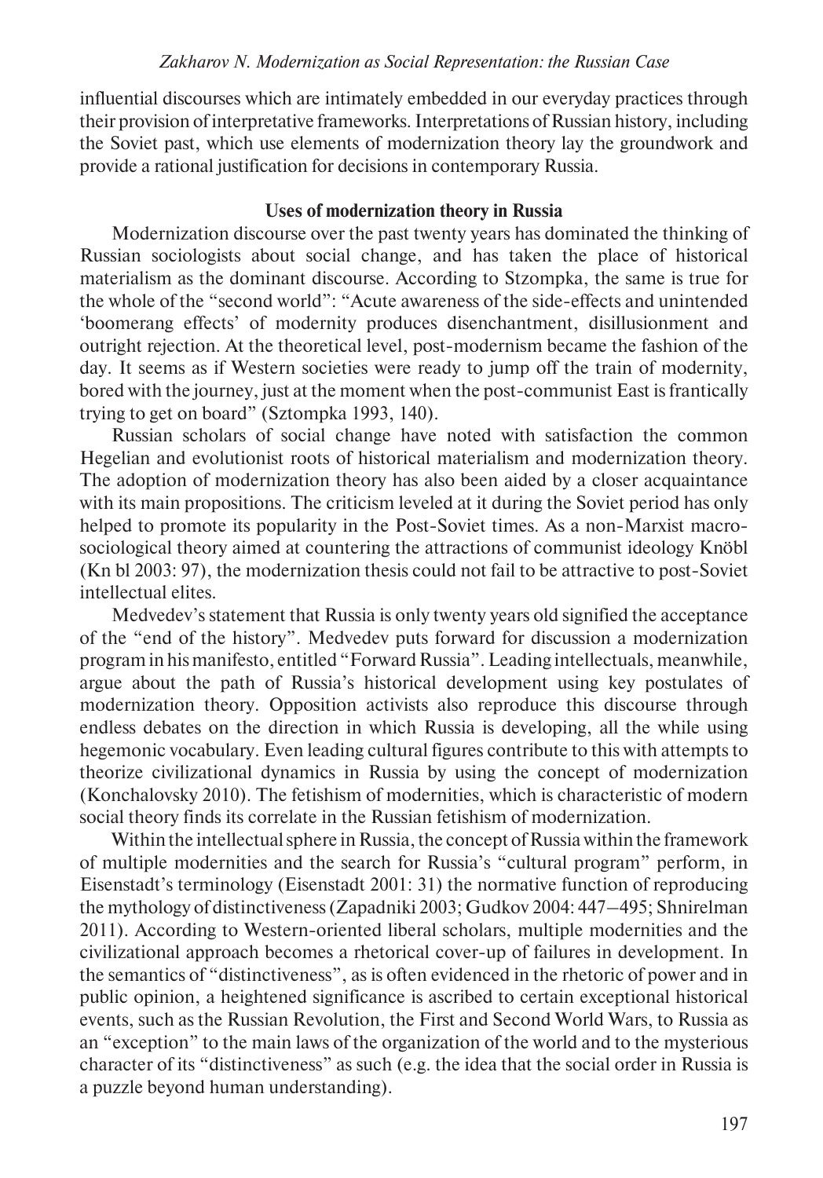influential discourses which are intimately embedded in our everyday practices through their provision of interpretative frameworks. Interpretations of Russian history, including the Soviet past, which use elements of modernization theory lay the groundwork and provide a rational justification for decisions in contemporary Russia.

## Uses of modernization theory in Russia

Modernization discourse over the past twenty years has dominated the thinking of Russian sociologists about social change, and has taken the place of historical materialism as the dominant discourse. According to Stzompka, the same is true for the whole of the "second world": "Acute awareness of the side-effects and unintended 'boomerang effects' of modernity produces disenchantment, disillusionment and outright rejection. At the theoretical level, post-modernism became the fashion of the day. It seems as if Western societies were ready to jump off the train of modernity, bored with the journey, just at the moment when the post-communist East is frantically trying to get on board" (Sztompka 1993, 140).

Russian scholars of social change have noted with satisfaction the common Hegelian and evolutionist roots of historical materialism and modernization theory. The adoption of modernization theory has also been aided by a closer acquaintance with its main propositions. The criticism leveled at it during the Soviet period has only helped to promote its popularity in the Post-Soviet times. As a non-Marxist macro-sociological theory aimed at countering the attractions of communist ideology Knöbl (Kn bl 2003: 97), the modernization thesis could not fail to be attractive to post-Soviet intellectual elites.

Medvedev's statement that Russia is only twenty years old signified the acceptance of the "end of the history". Medvedev puts forward for discussion a modernization program in his manifesto, entitled "Forward Russia". Leading intellectuals, meanwhile, argue about the path of Russia's historical development using key postulates of modernization theory. Opposition activists also reproduce this discourse through endless debates on the direction in which Russia is developing, all the while using hegemonic vocabulary. Even leading cultural figures contribute to this with attempts to theorize civilizational dynamics in Russia by using the concept of modernization (Konchalovsky 2010). The fetishism of modernities, which is characteristic of modern social theory finds its correlate in the Russian fetishism of modernization.

Within the intellectual sphere in Russia, the concept of Russia within the framework of multiple modernities and the search for Russia's "cultural program" perform, in Eisenstadt's terminology (Eisenstadt 2001: 31) the normative function of reproducing the mythology of distinctiveness (Zapadniki 2003; Gudkov 2004: 447–495; Shnirelman 2011). According to Western-oriented liberal scholars, multiple modernities and the civilizational approach becomes a rhetorical cover-up of failures in development. In the semantics of "distinctiveness", as is often evidenced in the rhetoric of power and in public opinion, a heightened significance is ascribed to certain exceptional historical events, such as the Russian Revolution, the First and Second World Wars, to Russia as an "exception" to the main laws of the organization of the world and to the mysterious character of its "distinctiveness" as such (e.g. the idea that the social order in Russia is a puzzle beyond human understanding).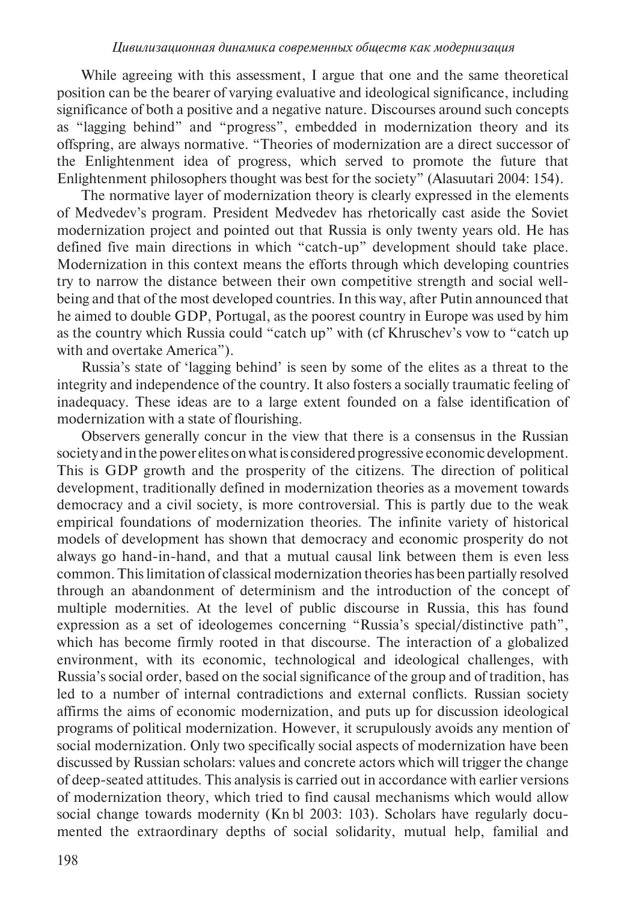While agreeing with this assessment, I argue that one and the same theoretical position can be the bearer of varying evaluative and ideological significance, including significance of both a positive and a negative nature. Discourses around such concepts as "lagging behind" and "progress", embedded in modernization theory and its offspring, are always normative. "Theories of modernization are a direct successor of the Enlightenment idea of progress, which served to promote the future that Enlightenment philosophers thought was best for the society" (Alasuutari 2004: 154).

The normative layer of modernization theory is clearly expressed in the elements of Medvedev's program. President Medvedev has rhetorically cast aside the Soviet modernization project and pointed out that Russia is only twenty years old. He has defined five main directions in which "catch-up" development should take place. Modernization in this context means the efforts through which developing countries try to narrow the distance between their own competitive strength and social well-being and that of the most developed countries. In this way, after Putin announced that he aimed to double GDP, Portugal, as the poorest country in Europe was used by him as the country which Russia could "catch up" with (cf Khruschev's vow to "catch up with and overtake America").

Russia's state of 'lagging behind' is seen by some of the elites as a threat to the integrity and independence of the country. It also fosters a socially traumatic feeling of inadequacy. These ideas are to a large extent founded on a false identification of modernization with a state of flourishing.

Observers generally concur in the view that there is a consensus in the Russian society and in the power elites on what is considered progressive economic development. This is GDP growth and the prosperity of the citizens. The direction of political development, traditionally defined in modernization theories as a movement towards democracy and a civil society, is more controversial. This is partly due to the weak empirical foundations of modernization theories. The infinite variety of historical models of development has shown that democracy and economic prosperity do not always go hand-in-hand, and that a mutual causal link between them is even less common. This limitation of classical modernization theories has been partially resolved through an abandonment of determinism and the introduction of the concept of multiple modernities. At the level of public discourse in Russia, this has found expression as a set of ideologemes concerning "Russia's special/distinctive path", which has become firmly rooted in that discourse. The interaction of a globalized environment, with its economic, technological and ideological challenges, with Russia's social order, based on the social significance of the group and of tradition, has led to a number of internal contradictions and external conflicts. Russian society affirms the aims of economic modernization, and puts up for discussion ideological programs of political modernization. However, it scrupulously avoids any mention of social modernization. Only two specifically social aspects of modernization have been discussed by Russian scholars: values and concrete actors which will trigger the change of deep-seated attitudes. This analysis is carried out in accordance with earlier versions of modernization theory, which tried to find causal mechanisms which would allow social change towards modernity (Kn bl 2003: 103). Scholars have regularly documented the extraordinary depths of social solidarity, mutual help, familial and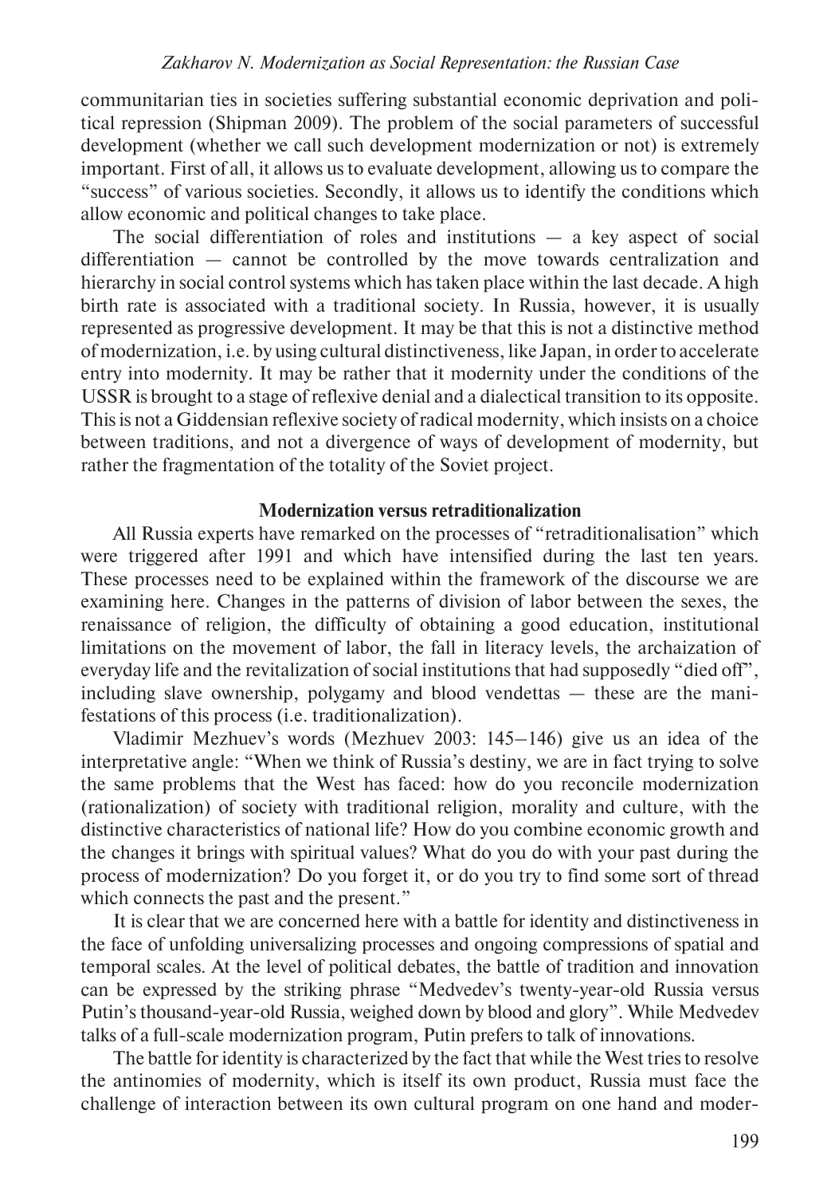communitarian ties in societies suffering substantial economic deprivation and political repression (Shipman 2009). The problem of the social parameters of successful development (whether we call such development modernization or not) is extremely important. First of all, it allows us to evaluate development, allowing us to compare the "success" of various societies. Secondly, it allows us to identify the conditions which allow economic and political changes to take place.

The social differentiation of roles and institutions — a key aspect of social differentiation — cannot be controlled by the move towards centralization and hierarchy in social control systems which has taken place within the last decade. A high birth rate is associated with a traditional society. In Russia, however, it is usually represented as progressive development. It may be that this is not a distinctive method of modernization, i.e. by using cultural distinctiveness, like Japan, in order to accelerate entry into modernity. It may be rather that it modernity under the conditions of the USSR is brought to a stage of reflexive denial and a dialectical transition to its opposite. This is not a Giddensian reflexive society of radical modernity, which insists on a choice between traditions, and not a divergence of ways of development of modernity, but rather the fragmentation of the totality of the Soviet project.

## Modernization versus retraditionalization

All Russia experts have remarked on the processes of "retraditionalisation" which were triggered after 1991 and which have intensified during the last ten years. These processes need to be explained within the framework of the discourse we are examining here. Changes in the patterns of division of labor between the sexes, the renaissance of religion, the difficulty of obtaining a good education, institutional limitations on the movement of labor, the fall in literacy levels, the archaization of everyday life and the revitalization of social institutions that had supposedly "died off", including slave ownership, polygamy and blood vendettas — these are the manifestations of this process (i.e. traditionalization).

Vladimir Mezhuev's words (Mezhuev 2003: 145–146) give us an idea of the interpretative angle: "When we think of Russia's destiny, we are in fact trying to solve the same problems that the West has faced: how do you reconcile modernization (rationalization) of society with traditional religion, morality and culture, with the distinctive characteristics of national life? How do you combine economic growth and the changes it brings with spiritual values? What do you do with your past during the process of modernization? Do you forget it, or do you try to find some sort of thread which connects the past and the present."

It is clear that we are concerned here with a battle for identity and distinctiveness in the face of unfolding universalizing processes and ongoing compressions of spatial and temporal scales. At the level of political debates, the battle of tradition and innovation can be expressed by the striking phrase "Medvedev's twenty-year-old Russia versus Putin's thousand-year-old Russia, weighed down by blood and glory". While Medvedev talks of a full-scale modernization program, Putin prefers to talk of innovations.

The battle for identity is characterized by the fact that while the West tries to resolve the antinomies of modernity, which is itself its own product, Russia must face the challenge of interaction between its own cultural program on one hand and moder-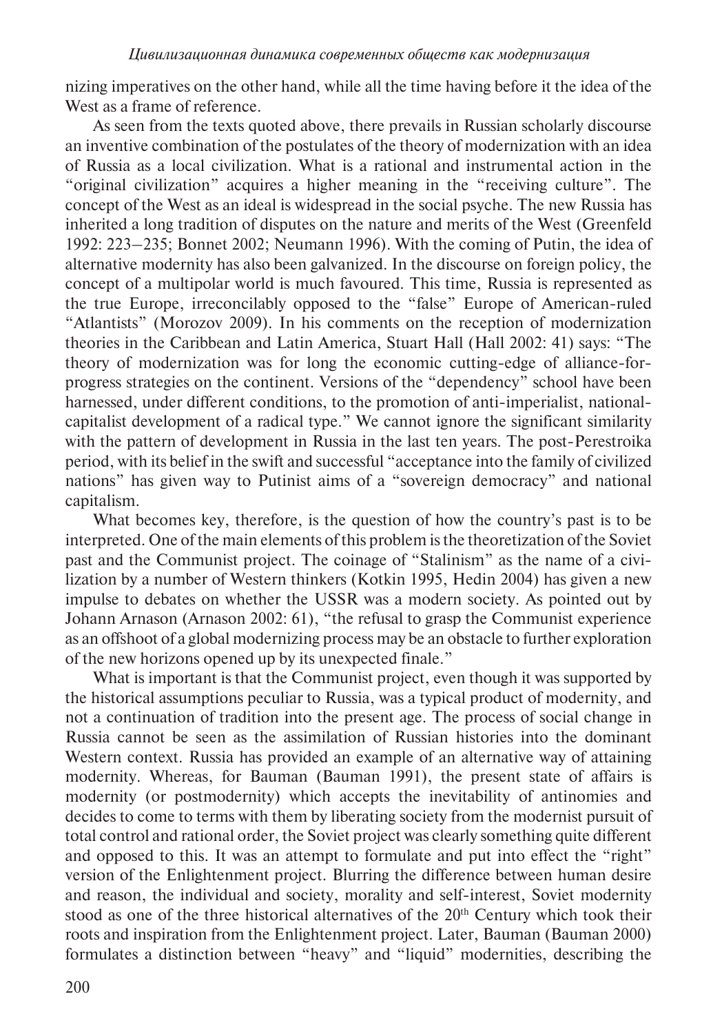nizing imperatives on the other hand, while all the time having before it the idea of the West as a frame of reference.

As seen from the texts quoted above, there prevails in Russian scholarly discourse an inventive combination of the postulates of the theory of modernization with an idea of Russia as a local civilization. What is a rational and instrumental action in the "original civilization" acquires a higher meaning in the "receiving culture". The concept of the West as an ideal is widespread in the social psyche. The new Russia has inherited a long tradition of disputes on the nature and merits of the West (Greenfeld 1992: 223–235; Bonnet 2002; Neumann 1996). With the coming of Putin, the idea of alternative modernity has also been galvanized. In the discourse on foreign policy, the concept of a multipolar world is much favoured. This time, Russia is represented as the true Europe, irreconcilably opposed to the "false" Europe of American-ruled "Atlantists" (Morozov 2009). In his comments on the reception of modernization theories in the Caribbean and Latin America, Stuart Hall (Hall 2002: 41) says: "The theory of modernization was for long the economic cutting-edge of alliance-for-progress strategies on the continent. Versions of the "dependency" school have been harnessed, under different conditions, to the promotion of anti-imperialist, national-capitalist development of a radical type." We cannot ignore the significant similarity with the pattern of development in Russia in the last ten years. The post-Perestroika period, with its belief in the swift and successful "acceptance into the family of civilized nations" has given way to Putinist aims of a "sovereign democracy" and national capitalism.

What becomes key, therefore, is the question of how the country's past is to be interpreted. One of the main elements of this problem is the theoretization of the Soviet past and the Communist project. The coinage of "Stalinism" as the name of a civilization by a number of Western thinkers (Kotkin 1995, Hedin 2004) has given a new impulse to debates on whether the USSR was a modern society. As pointed out by Johann Arnason (Arnason 2002: 61), "the refusal to grasp the Communist experience as an offshoot of a global modernizing process may be an obstacle to further exploration of the new horizons opened up by its unexpected finale."

What is important is that the Communist project, even though it was supported by the historical assumptions peculiar to Russia, was a typical product of modernity, and not a continuation of tradition into the present age. The process of social change in Russia cannot be seen as the assimilation of Russian histories into the dominant Western context. Russia has provided an example of an alternative way of attaining modernity. Whereas, for Bauman (Bauman 1991), the present state of affairs is modernity (or postmodernity) which accepts the inevitability of antinomies and decides to come to terms with them by liberating society from the modernist pursuit of total control and rational order, the Soviet project was clearly something quite different and opposed to this. It was an attempt to formulate and put into effect the "right" version of the Enlightenment project. Blurring the difference between human desire and reason, the individual and society, morality and self-interest, Soviet modernity stood as one of the three historical alternatives of the 20th Century which took their roots and inspiration from the Enlightenment project. Later, Bauman (Bauman 2000) formulates a distinction between "heavy" and "liquid" modernities, describing the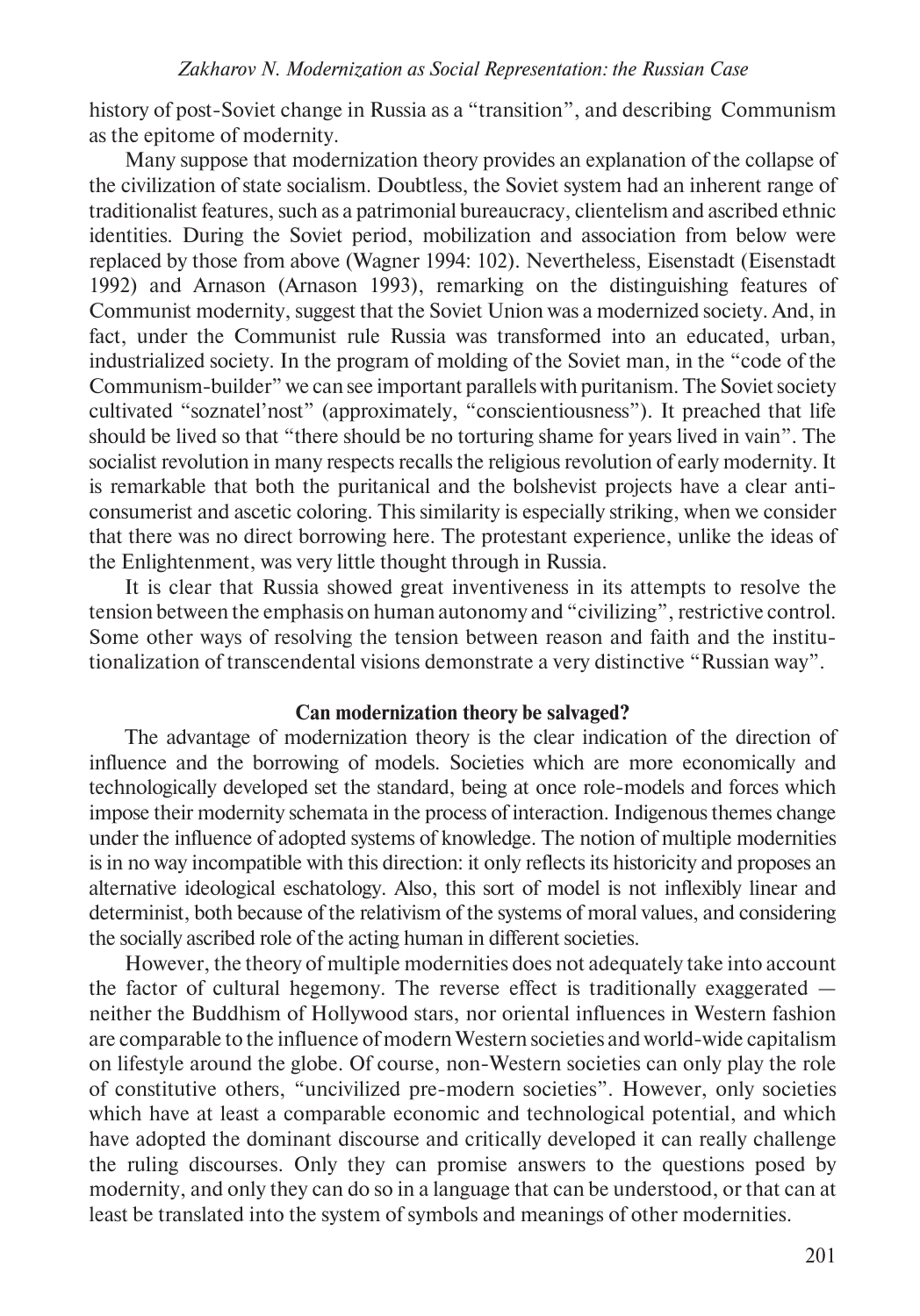history of post-Soviet change in Russia as a "transition", and describing Communism as the epitome of modernity.

Many suppose that modernization theory provides an explanation of the collapse of the civilization of state socialism. Doubtless, the Soviet system had an inherent range of traditionalist features, such as a patrimonial bureaucracy, clientelism and ascribed ethnic identities. During the Soviet period, mobilization and association from below were replaced by those from above (Wagner 1994: 102). Nevertheless, Eisenstadt (Eisenstadt 1992) and Arnason (Arnason 1993), remarking on the distinguishing features of Communist modernity, suggest that the Soviet Union was a modernized society. And, in fact, under the Communist rule Russia was transformed into an educated, urban, industrialized society. In the program of molding of the Soviet man, in the "code of the Communism-builder" we can see important parallels with puritanism. The Soviet society cultivated "soznatel'nost" (approximately, "conscientiousness"). It preached that life should be lived so that "there should be no torturing shame for years lived in vain". The socialist revolution in many respects recalls the religious revolution of early modernity. It is remarkable that both the puritanical and the bolshevist projects have a clear anti-consumerist and ascetic coloring. This similarity is especially striking, when we consider that there was no direct borrowing here. The protestant experience, unlike the ideas of the Enlightenment, was very little thought through in Russia.

It is clear that Russia showed great inventiveness in its attempts to resolve the tension between the emphasis on human autonomy and "civilizing", restrictive control. Some other ways of resolving the tension between reason and faith and the institutionalization of transcendental visions demonstrate a very distinctive "Russian way".

## Can modernization theory be salvaged?

The advantage of modernization theory is the clear indication of the direction of influence and the borrowing of models. Societies which are more economically and technologically developed set the standard, being at once role-models and forces which impose their modernity schemata in the process of interaction. Indigenous themes change under the influence of adopted systems of knowledge. The notion of multiple modernities is in no way incompatible with this direction: it only reflects its historicity and proposes an alternative ideological eschatology. Also, this sort of model is not inflexibly linear and determinist, both because of the relativism of the systems of moral values, and considering the socially ascribed role of the acting human in different societies.

However, the theory of multiple modernities does not adequately take into account the factor of cultural hegemony. The reverse effect is traditionally exaggerated — neither the Buddhism of Hollywood stars, nor oriental influences in Western fashion are comparable to the influence of modern Western societies and world-wide capitalism on lifestyle around the globe. Of course, non-Western societies can only play the role of constitutive others, "uncivilized pre-modern societies". However, only societies which have at least a comparable economic and technological potential, and which have adopted the dominant discourse and critically developed it can really challenge the ruling discourses. Only they can promise answers to the questions posed by modernity, and only they can do so in a language that can be understood, or that can at least be translated into the system of symbols and meanings of other modernities.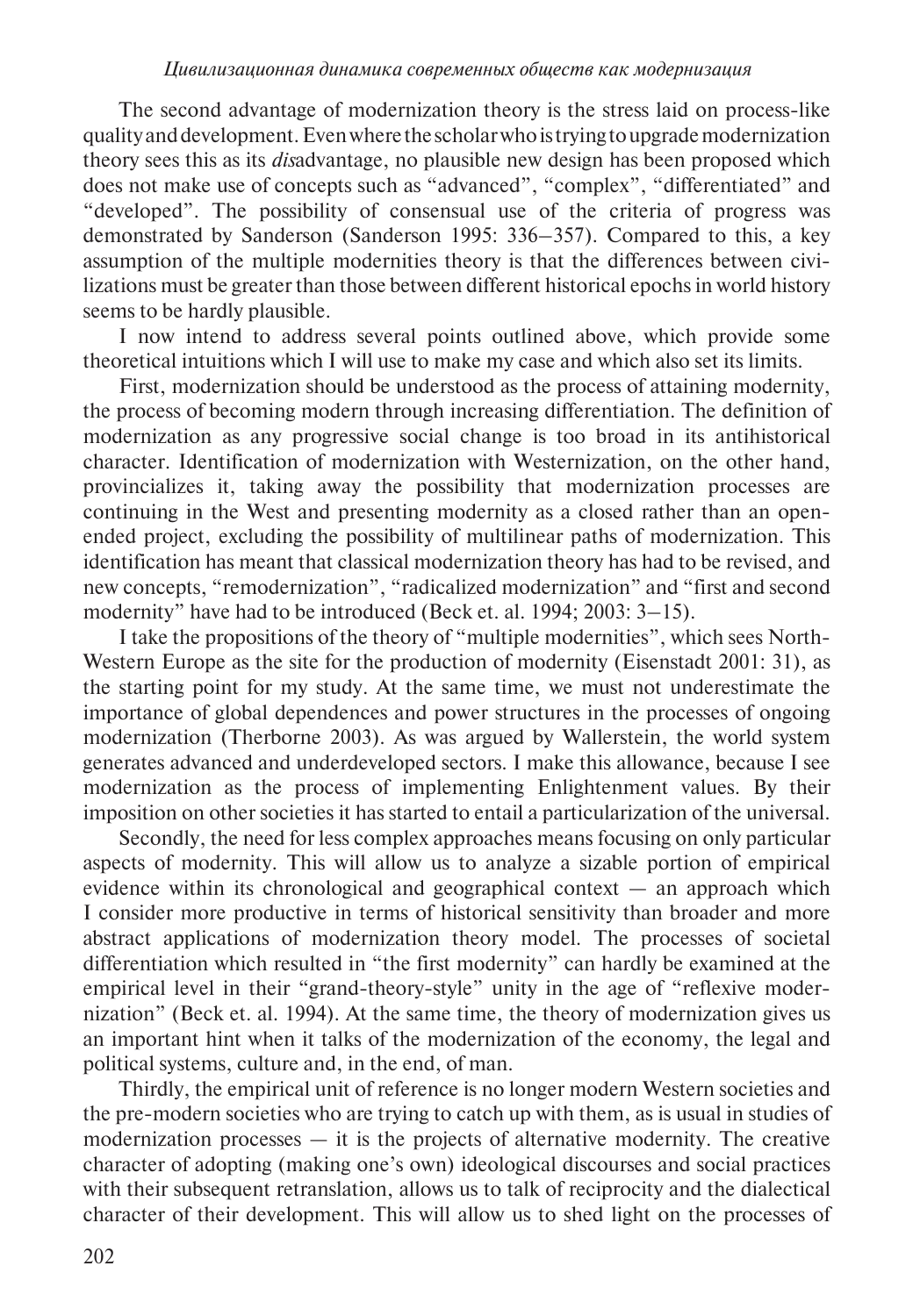The second advantage of modernization theory is the stress laid on process-like quality and development. Even where the scholar who is trying to upgrade modernization theory sees this as its *dis*advantage, no plausible new design has been proposed which does not make use of concepts such as "advanced", "complex", "differentiated" and "developed". The possibility of consensual use of the criteria of progress was demonstrated by Sanderson (Sanderson 1995: 336–357). Compared to this, a key assumption of the multiple modernities theory is that the differences between civilizations must be greater than those between different historical epochs in world history seems to be hardly plausible.

I now intend to address several points outlined above, which provide some theoretical intuitions which I will use to make my case and which also set its limits.

First, modernization should be understood as the process of attaining modernity, the process of becoming modern through increasing differentiation. The definition of modernization as any progressive social change is too broad in its antihistorical character. Identification of modernization with Westernization, on the other hand, provincializes it, taking away the possibility that modernization processes are continuing in the West and presenting modernity as a closed rather than an open-ended project, excluding the possibility of multilinear paths of modernization. This identification has meant that classical modernization theory has had to be revised, and new concepts, "remodernization", "radicalized modernization" and "first and second modernity" have had to be introduced (Beck et. al. 1994; 2003: 3–15).

I take the propositions of the theory of "multiple modernities", which sees North-Western Europe as the site for the production of modernity (Eisenstadt 2001: 31), as the starting point for my study. At the same time, we must not underestimate the importance of global dependences and power structures in the processes of ongoing modernization (Therborne 2003). As was argued by Wallerstein, the world system generates advanced and underdeveloped sectors. I make this allowance, because I see modernization as the process of implementing Enlightenment values. By their imposition on other societies it has started to entail a particularization of the universal.

Secondly, the need for less complex approaches means focusing on only particular aspects of modernity. This will allow us to analyze a sizable portion of empirical evidence within its chronological and geographical context — an approach which I consider more productive in terms of historical sensitivity than broader and more abstract applications of modernization theory model. The processes of societal differentiation which resulted in "the first modernity" can hardly be examined at the empirical level in their "grand-theory-style" unity in the age of "reflexive modernization" (Beck et. al. 1994). At the same time, the theory of modernization gives us an important hint when it talks of the modernization of the economy, the legal and political systems, culture and, in the end, of man.

Thirdly, the empirical unit of reference is no longer modern Western societies and the pre-modern societies who are trying to catch up with them, as is usual in studies of modernization processes — it is the projects of alternative modernity. The creative character of adopting (making one's own) ideological discourses and social practices with their subsequent retranslation, allows us to talk of reciprocity and the dialectical character of their development. This will allow us to shed light on the processes of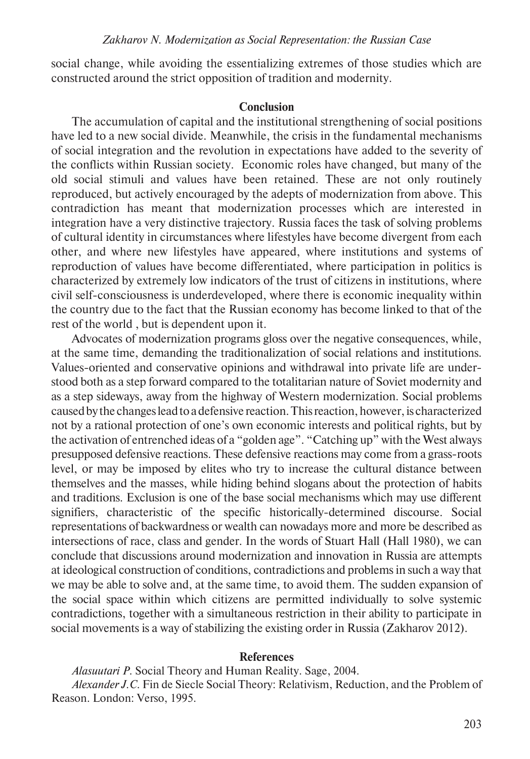social change, while avoiding the essentializing extremes of those studies which are constructed around the strict opposition of tradition and modernity.

## Conclusion

The accumulation of capital and the institutional strengthening of social positions have led to a new social divide. Meanwhile, the crisis in the fundamental mechanisms of social integration and the revolution in expectations have added to the severity of the conflicts within Russian society. Economic roles have changed, but many of the old social stimuli and values have been retained. These are not only routinely reproduced, but actively encouraged by the adepts of modernization from above. This contradiction has meant that modernization processes which are interested in integration have a very distinctive trajectory. Russia faces the task of solving problems of cultural identity in circumstances where lifestyles have become divergent from each other, and where new lifestyles have appeared, where institutions and systems of reproduction of values have become differentiated, where participation in politics is characterized by extremely low indicators of the trust of citizens in institutions, where civil self-consciousness is underdeveloped, where there is economic inequality within the country due to the fact that the Russian economy has become linked to that of the rest of the world , but is dependent upon it.

Advocates of modernization programs gloss over the negative consequences, while, at the same time, demanding the traditionalization of social relations and institutions. Values-oriented and conservative opinions and withdrawal into private life are understood both as a step forward compared to the totalitarian nature of Soviet modernity and as a step sideways, away from the highway of Western modernization. Social problems caused by the changes lead to a defensive reaction. This reaction, however, is characterized not by a rational protection of one's own economic interests and political rights, but by the activation of entrenched ideas of a "golden age". "Catching up" with the West always presupposed defensive reactions. These defensive reactions may come from a grass-roots level, or may be imposed by elites who try to increase the cultural distance between themselves and the masses, while hiding behind slogans about the protection of habits and traditions. Exclusion is one of the base social mechanisms which may use different signifiers, characteristic of the specific historically-determined discourse. Social representations of backwardness or wealth can nowadays more and more be described as intersections of race, class and gender. In the words of Stuart Hall (Hall 1980), we can conclude that discussions around modernization and innovation in Russia are attempts at ideological construction of conditions, contradictions and problems in such a way that we may be able to solve and, at the same time, to avoid them. The sudden expansion of the social space within which citizens are permitted individually to solve systemic contradictions, together with a simultaneous restriction in their ability to participate in social movements is a way of stabilizing the existing order in Russia (Zakharov 2012).

## References

*Alasuutari P.* Social Theory and Human Reality. Sage, 2004.

*Alexander J.C.* Fin de Siecle Social Theory: Relativism, Reduction, and the Problem of Reason. London: Verso, 1995.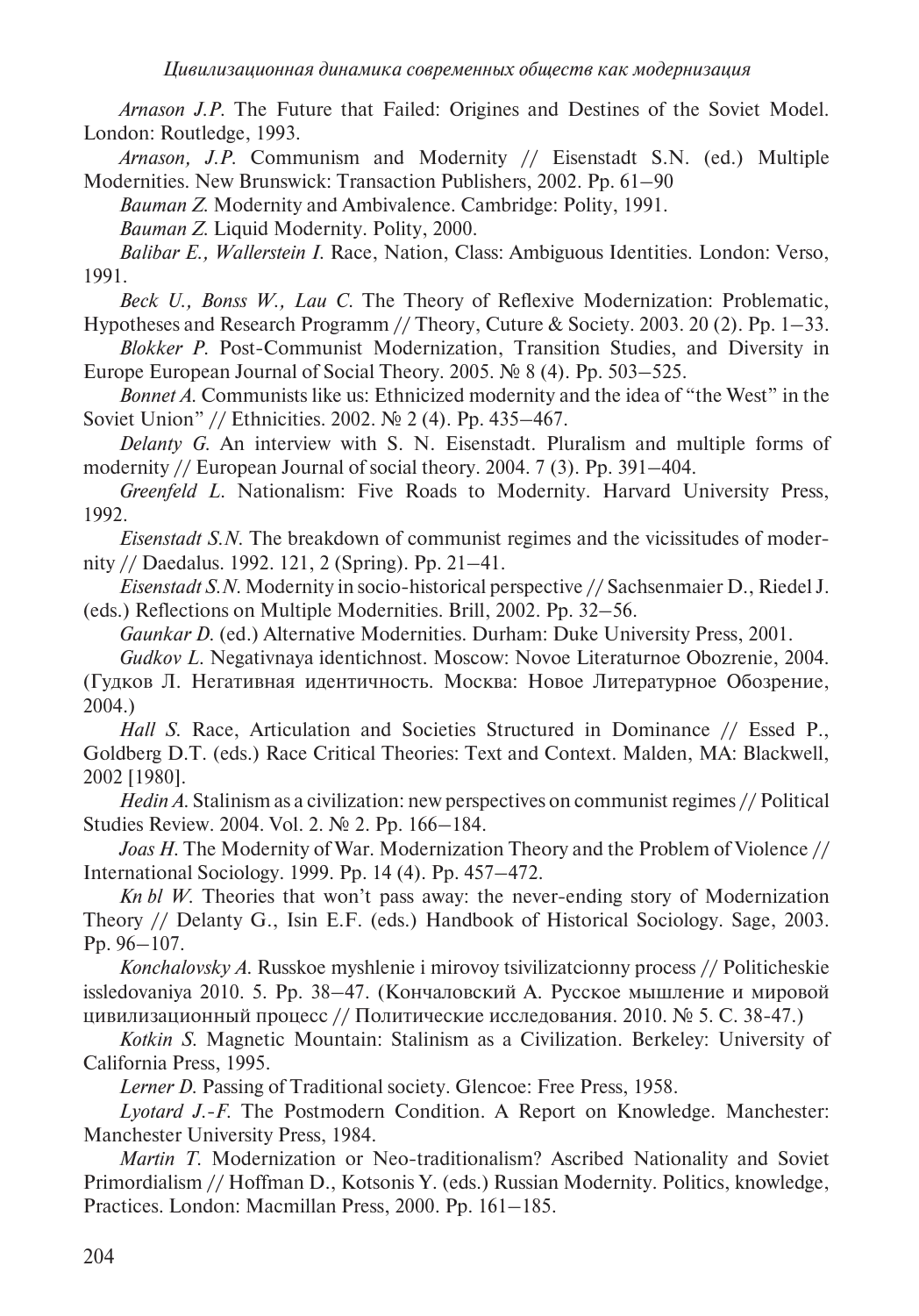*Arnason J.P.* The Future that Failed: Origines and Destines of the Soviet Model. London: Routledge, 1993.

*Arnason, J.P.* Communism and Modernity // Eisenstadt S.N. (ed.) Multiple Modernities. New Brunswick: Transaction Publishers, 2002. Pp. 61–90

*Bauman Z.* Modernity and Ambivalence. Cambridge: Polity, 1991.

*Bauman Z.* Liquid Modernity. Polity, 2000.

*Balibar E., Wallerstein I.* Race, Nation, Class: Ambiguous Identities. London: Verso, 1991.

*Beck U., Bonss W., Lau C.* The Theory of Reflexive Modernization: Problematic, Hypotheses and Research Programm // Theory, Cuture & Society. 2003. 20 (2). Pp. 1–33.

*Blokker P.* Post-Communist Modernization, Transition Studies, and Diversity in Europe European Journal of Social Theory. 2005. № 8 (4). Pp. 503–525.

*Bonnet A.* Communists like us: Ethnicized modernity and the idea of "the West" in the Soviet Union" // Ethnicities. 2002. № 2 (4). Pp. 435–467.

*Delanty G.* An interview with S. N. Eisenstadt. Pluralism and multiple forms of modernity // European Journal of social theory. 2004. 7 (3). Pp. 391–404.

*Greenfeld L.* Nationalism: Five Roads to Modernity. Harvard University Press, 1992.

*Eisenstadt S.N.* The breakdown of communist regimes and the vicissitudes of modernity // Daedalus. 1992. 121, 2 (Spring). Pp. 21–41.

*Eisenstadt S.N.* Modernity in socio-historical perspective // Sachsenmaier D., Riedel J. (eds.) Reflections on Multiple Modernities. Brill, 2002. Pp. 32–56.

*Gaunkar D.* (ed.) Alternative Modernities. Durham: Duke University Press, 2001.

*Gudkov L.* Negativnaya identichnost. Moscow: Novoe Literaturnoe Obozrenie, 2004. (Гудков Л. Негативная идентичность. Москва: Новое Литературное Обозрение, 2004.)

*Hall S.* Race, Articulation and Societies Structured in Dominance // Essed P., Goldberg D.T. (eds.) Race Critical Theories: Text and Context. Malden, MA: Blackwell, 2002 [1980].

*Hedin A.* Stalinism as a civilization: new perspectives on communist regimes // Political Studies Review. 2004. Vol. 2. № 2. Pp. 166–184.

*Joas H.* The Modernity of War. Modernization Theory and the Problem of Violence // International Sociology. 1999. Pp. 14 (4). Pp. 457–472.

*Kn bl W.* Theories that won't pass away: the never-ending story of Modernization Theory // Delanty G., Isin E.F. (eds.) Handbook of Historical Sociology. Sage, 2003. Pp. 96–107.

*Konchalovsky A.* Russkoe myshlenie i mirovoy tsivilizatcionny process // Politicheskie issledovaniya 2010. 5. Pp. 38–47. (Кончаловский А. Русское мышление и мировой цивилизационный процесс // Политические исследования. 2010. № 5. С. 38-47.)

*Kotkin S.* Magnetic Mountain: Stalinism as a Civilization. Berkeley: University of California Press, 1995.

*Lerner D.* Passing of Traditional society. Glencoe: Free Press, 1958.

*Lyotard J.-F.* The Postmodern Condition. A Report on Knowledge. Manchester: Manchester University Press, 1984.

*Martin T.* Modernization or Neo-traditionalism? Ascribed Nationality and Soviet Primordialism // Hoffman D., Kotsonis Y. (eds.) Russian Modernity. Politics, knowledge, Practices. London: Macmillan Press, 2000. Pp. 161–185.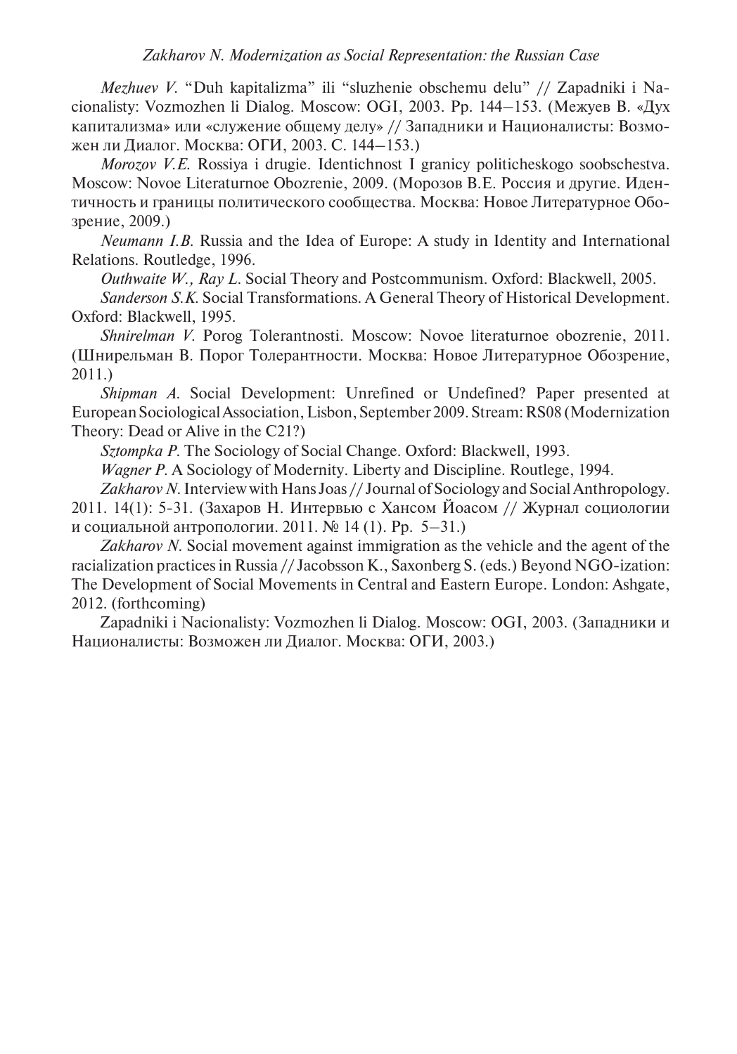*Mezhuev V.* "Duh kapitalizma" ili "sluzhenie obschemu delu" // Zapadniki i Nacionalisty: Vozmozhen li Dialog. Moscow: OGI, 2003. Pp. 144–153. (Межуев В. «Дух капитализма» или «служение общему делу» // Западники и Националисты: Возможен ли Диалог. Москва: ОГИ, 2003. С. 144–153.)

*Morozov V.E.* Rossiya i drugie. Identichnost I granicy politicheskogo soobschestva. Moscow: Novoe Literaturnoe Obozrenie, 2009. (Морозов В.Е. Россия и другие. Идентичность и границы политического сообщества. Москва: Новое Литературное Обозрение, 2009.)

*Neumann I.B.* Russia and the Idea of Europe: A study in Identity and International Relations. Routledge, 1996.

*Outhwaite W., Ray L.* Social Theory and Postcommunism. Oxford: Blackwell, 2005.

*Sanderson S.K.* Social Transformations. A General Theory of Historical Development. Oxford: Blackwell, 1995.

*Shnirelman V.* Porog Tolerantnosti. Moscow: Novoe literaturnoe obozrenie, 2011. (Шнирельман В. Порог Толерантности. Москва: Новое Литературное Обозрение, 2011.)

*Shipman A.* Social Development: Unrefined or Undefined? Paper presented at European Sociological Association, Lisbon, September 2009. Stream: RS08 (Modernization Theory: Dead or Alive in the C21?)

*Sztompka P.* The Sociology of Social Change. Oxford: Blackwell, 1993.

*Wagner P.* A Sociology of Modernity. Liberty and Discipline. Routlege, 1994.

*Zakharov N.* Interview with Hans Joas // Journal of Sociology and Social Anthropology. 2011. 14(1): 5-31. (Захаров Н. Интервью с Хансом Йоасом // Журнал социологии и социальной антропологии. 2011. № 14 (1). Pp. 5–31.)

*Zakharov N.* Social movement against immigration as the vehicle and the agent of the racialization practices in Russia // Jacobsson K., Saxonberg S. (eds.) Beyond NGO-ization: The Development of Social Movements in Central and Eastern Europe. London: Ashgate, 2012. (forthcoming)

Zapadniki i Nacionalisty: Vozmozhen li Dialog. Moscow: OGI, 2003. (Западники и Националисты: Возможен ли Диалог. Москва: ОГИ, 2003.)